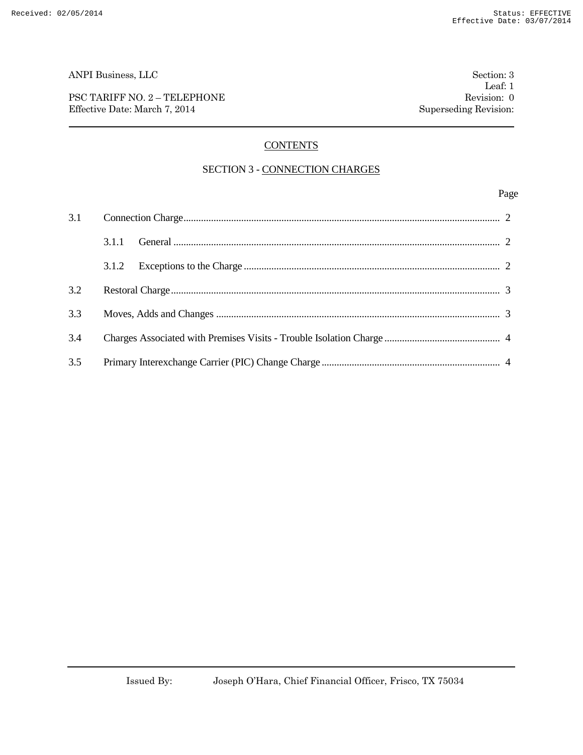ANPI Business, LLC

PSC TARIFF NO. 2 – TELEPHONE
Effective Date: March 7, 2014

Section: 3
Leaf: 1
Revision: 0
Superseding Revision:

## CONTENTS

### SECTION 3 - CONNECTION CHARGES

| | | Page |
|---|---|---|
| 3.1 | Connection Charge | 2 |
| | 3.1.1 General | 2 |
| | 3.1.2 Exceptions to the Charge | 2 |
| 3.2 | Restoral Charge | 3 |
| 3.3 | Moves, Adds and Changes | 3 |
| 3.4 | Charges Associated with Premises Visits - Trouble Isolation Charge | 4 |
| 3.5 | Primary Interexchange Carrier (PIC) Change Charge | 4 |

Issued By: Joseph O'Hara, Chief Financial Officer, Frisco, TX 75034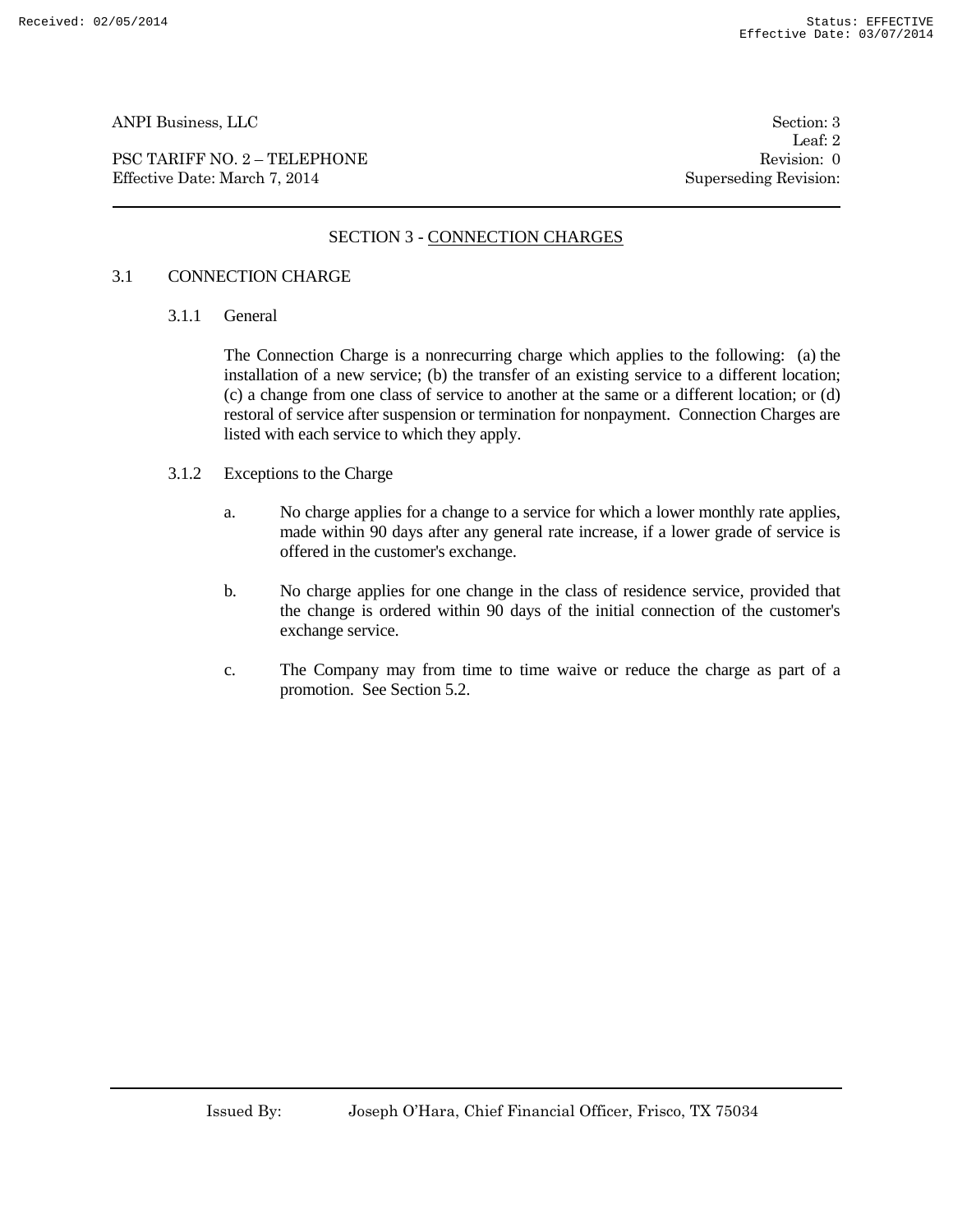## SECTION 3 - CONNECTION CHARGES

### 3.1 CONNECTION CHARGE

#### 3.1.1 General

The Connection Charge is a nonrecurring charge which applies to the following: (a) the installation of a new service; (b) the transfer of an existing service to a different location; (c) a change from one class of service to another at the same or a different location; or (d) restoral of service after suspension or termination for nonpayment. Connection Charges are listed with each service to which they apply.

#### 3.1.2 Exceptions to the Charge

a. No charge applies for a change to a service for which a lower monthly rate applies, made within 90 days after any general rate increase, if a lower grade of service is offered in the customer's exchange.

b. No charge applies for one change in the class of residence service, provided that the change is ordered within 90 days of the initial connection of the customer's exchange service.

c. The Company may from time to time waive or reduce the charge as part of a promotion. See Section 5.2.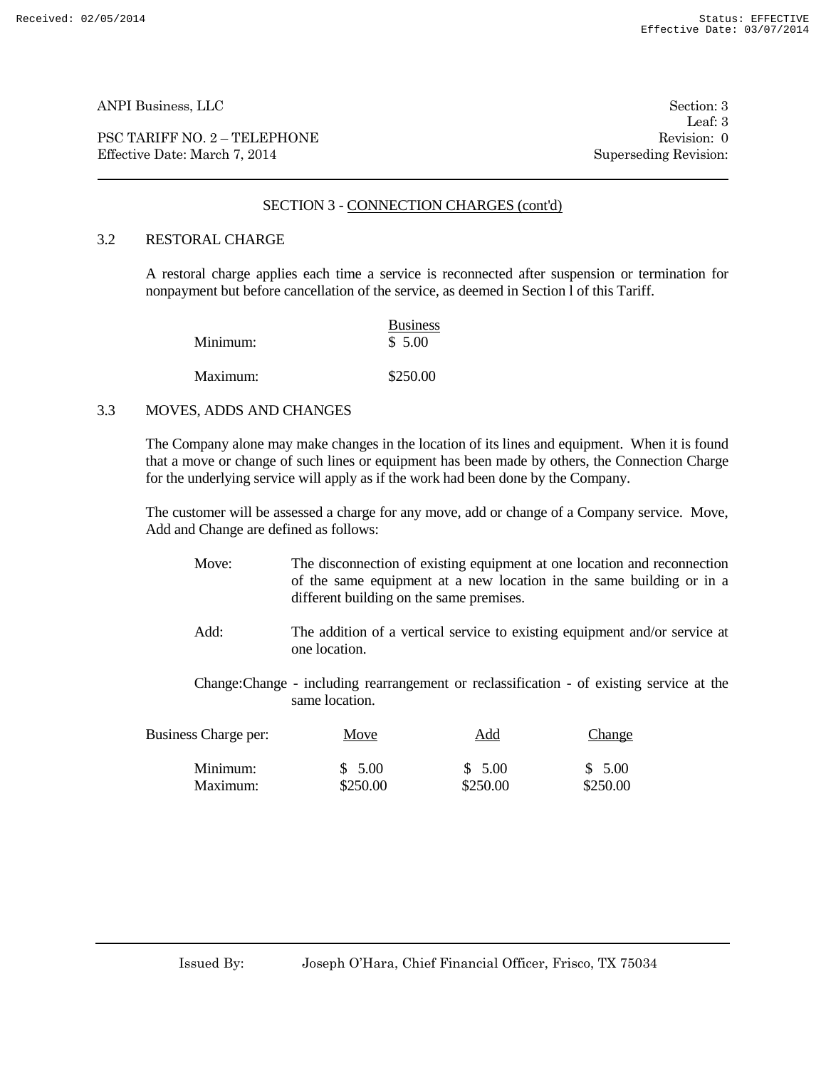## SECTION 3 - CONNECTION CHARGES (cont'd)

### 3.2 RESTORAL CHARGE

A restoral charge applies each time a service is reconnected after suspension or termination for nonpayment but before cancellation of the service, as deemed in Section l of this Tariff.

| | Business |
|---|---|
| Minimum: | $ 5.00 |
| Maximum: | $250.00 |

### 3.3 MOVES, ADDS AND CHANGES

The Company alone may make changes in the location of its lines and equipment. When it is found that a move or change of such lines or equipment has been made by others, the Connection Charge for the underlying service will apply as if the work had been done by the Company.

The customer will be assessed a charge for any move, add or change of a Company service. Move, Add and Change are defined as follows:

- Move: The disconnection of existing equipment at one location and reconnection of the same equipment at a new location in the same building or in a different building on the same premises.
- Add: The addition of a vertical service to existing equipment and/or service at one location.
- Change: Change - including rearrangement or reclassification - of existing service at the same location.

| Business Charge per: | Move | Add | Change |
|---|---|---|---|
| Minimum: | $ 5.00 | $ 5.00 | $ 5.00 |
| Maximum: | $250.00 | $250.00 | $250.00 |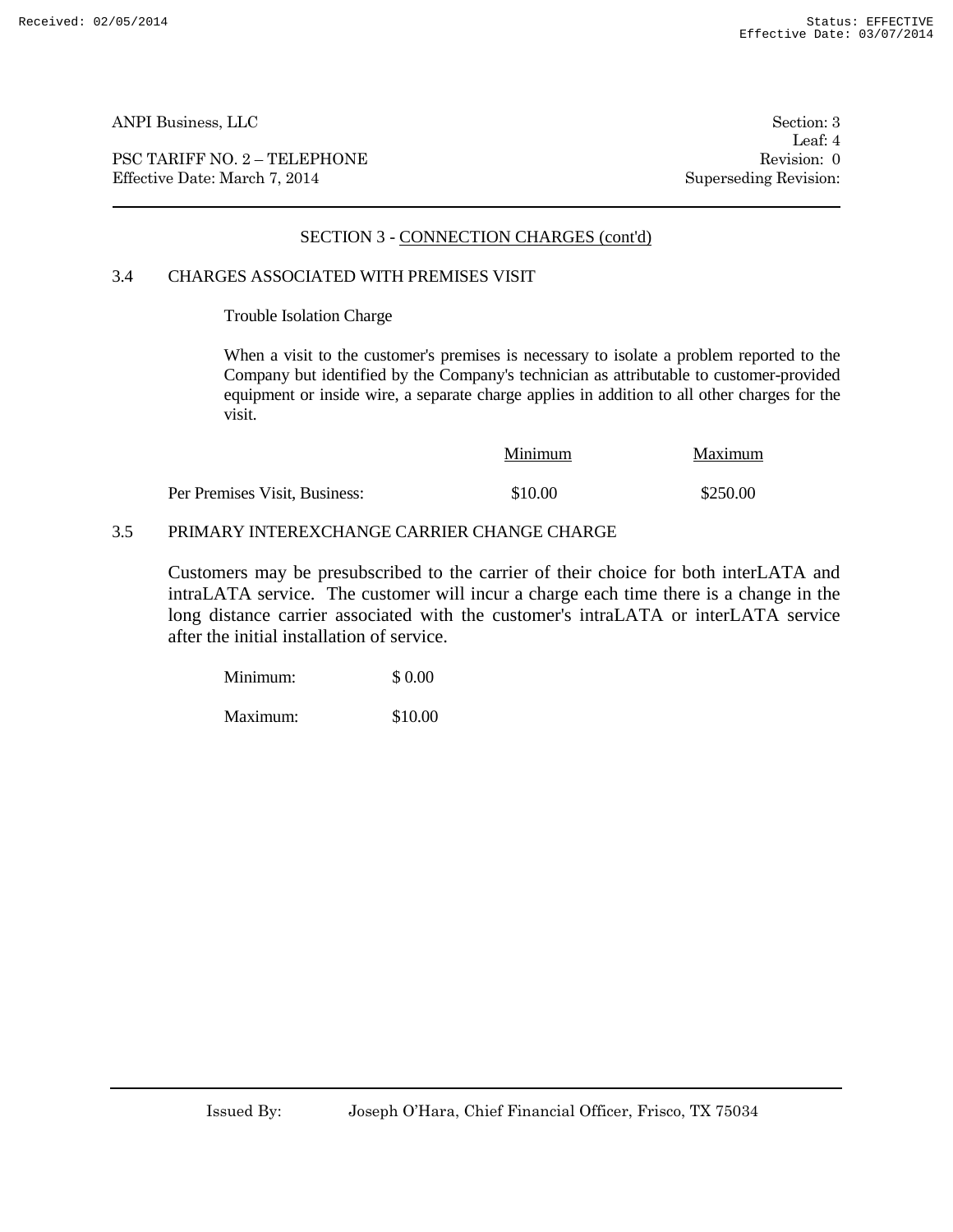## SECTION 3 - CONNECTION CHARGES (cont'd)

### 3.4 CHARGES ASSOCIATED WITH PREMISES VISIT

Trouble Isolation Charge

When a visit to the customer's premises is necessary to isolate a problem reported to the Company but identified by the Company's technician as attributable to customer-provided equipment or inside wire, a separate charge applies in addition to all other charges for the visit.

| | Minimum | Maximum |
|---|---|---|
| Per Premises Visit, Business: | $10.00 | $250.00 |

### 3.5 PRIMARY INTEREXCHANGE CARRIER CHANGE CHARGE

Customers may be presubscribed to the carrier of their choice for both interLATA and intraLATA service. The customer will incur a charge each time there is a change in the long distance carrier associated with the customer's intraLATA or interLATA service after the initial installation of service.

| | |
|---|---|
| Minimum: | $ 0.00 |
| Maximum: | $10.00 |